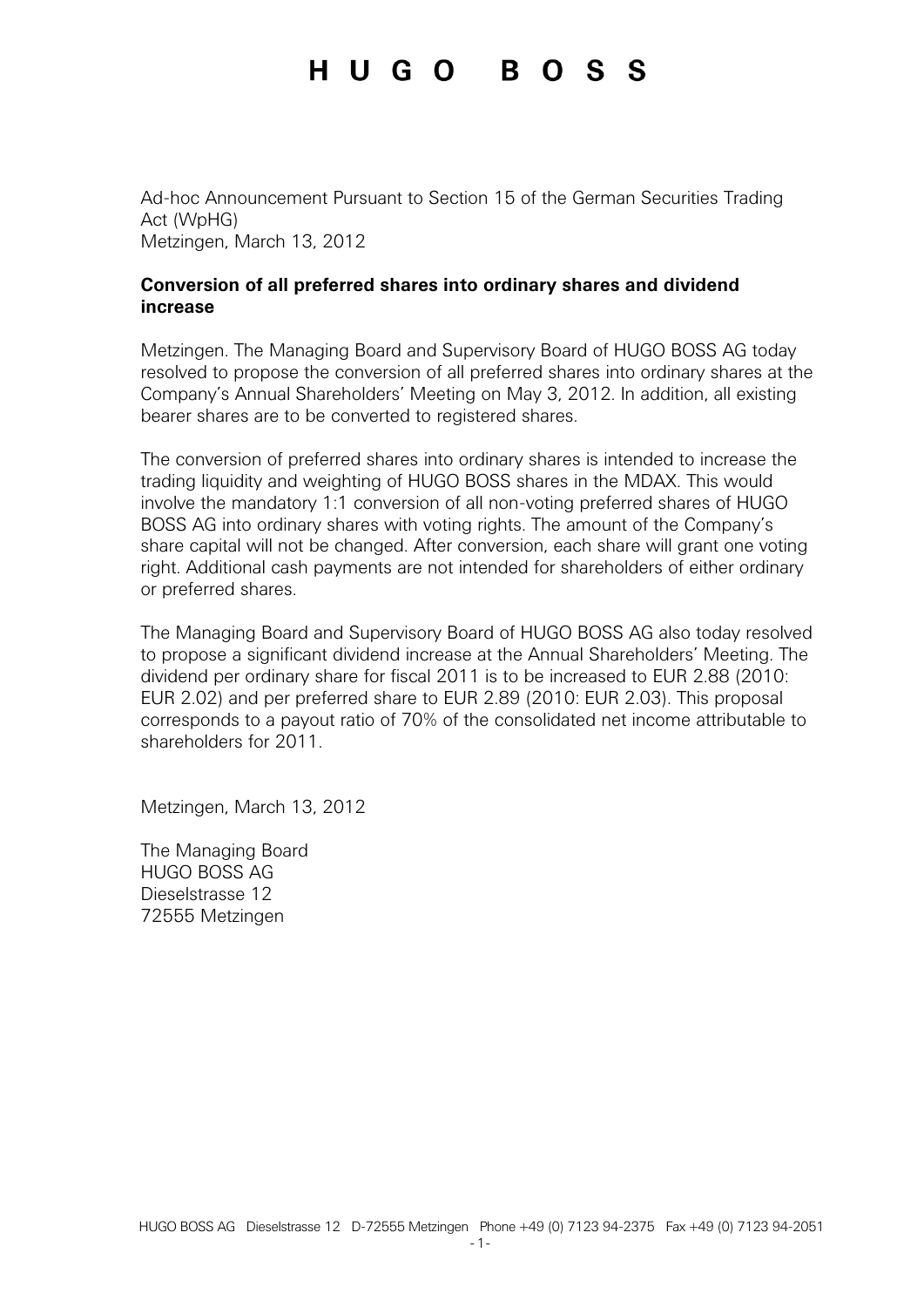# HUGO BOSS

Ad-hoc Announcement Pursuant to Section 15 of the German Securities Trading Act (WpHG)
Metzingen, March 13, 2012

**Conversion of all preferred shares into ordinary shares and dividend increase**

Metzingen. The Managing Board and Supervisory Board of HUGO BOSS AG today resolved to propose the conversion of all preferred shares into ordinary shares at the Company's Annual Shareholders' Meeting on May 3, 2012. In addition, all existing bearer shares are to be converted to registered shares.

The conversion of preferred shares into ordinary shares is intended to increase the trading liquidity and weighting of HUGO BOSS shares in the MDAX. This would involve the mandatory 1:1 conversion of all non-voting preferred shares of HUGO BOSS AG into ordinary shares with voting rights. The amount of the Company's share capital will not be changed. After conversion, each share will grant one voting right. Additional cash payments are not intended for shareholders of either ordinary or preferred shares.

The Managing Board and Supervisory Board of HUGO BOSS AG also today resolved to propose a significant dividend increase at the Annual Shareholders' Meeting. The dividend per ordinary share for fiscal 2011 is to be increased to EUR 2.88 (2010: EUR 2.02) and per preferred share to EUR 2.89 (2010: EUR 2.03). This proposal corresponds to a payout ratio of 70% of the consolidated net income attributable to shareholders for 2011.

Metzingen, March 13, 2012

The Managing Board
HUGO BOSS AG
Dieselstrasse 12
72555 Metzingen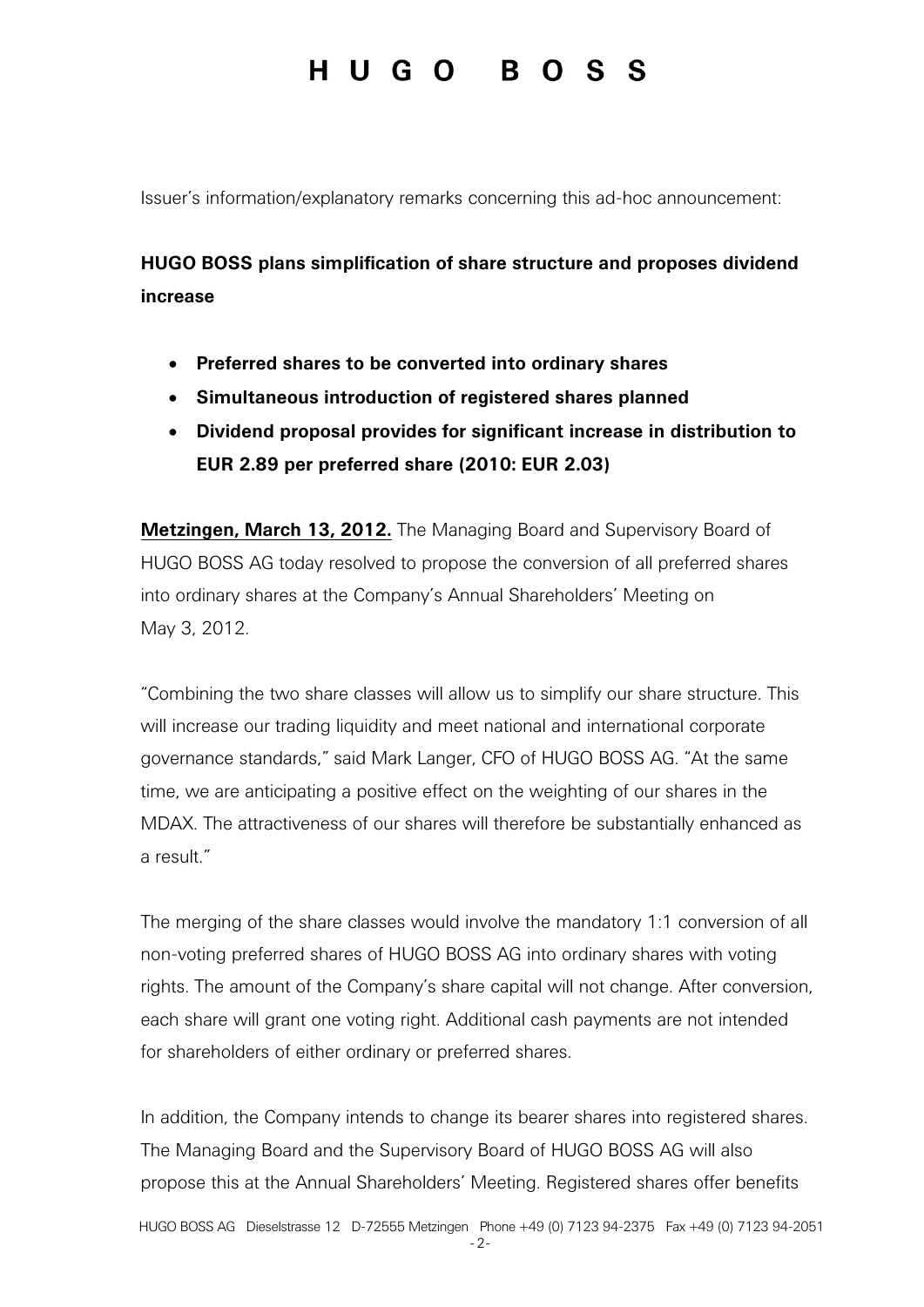Issuer's information/explanatory remarks concerning this ad-hoc announcement:

**HUGO BOSS plans simplification of share structure and proposes dividend increase**

- **Preferred shares to be converted into ordinary shares**
- **Simultaneous introduction of registered shares planned**
- **Dividend proposal provides for significant increase in distribution to EUR 2.89 per preferred share (2010: EUR 2.03)**

**Metzingen, March 13, 2012.** The Managing Board and Supervisory Board of HUGO BOSS AG today resolved to propose the conversion of all preferred shares into ordinary shares at the Company's Annual Shareholders' Meeting on May 3, 2012.

"Combining the two share classes will allow us to simplify our share structure. This will increase our trading liquidity and meet national and international corporate governance standards," said Mark Langer, CFO of HUGO BOSS AG. "At the same time, we are anticipating a positive effect on the weighting of our shares in the MDAX. The attractiveness of our shares will therefore be substantially enhanced as a result."

The merging of the share classes would involve the mandatory 1:1 conversion of all non-voting preferred shares of HUGO BOSS AG into ordinary shares with voting rights. The amount of the Company's share capital will not change. After conversion, each share will grant one voting right. Additional cash payments are not intended for shareholders of either ordinary or preferred shares.

In addition, the Company intends to change its bearer shares into registered shares. The Managing Board and the Supervisory Board of HUGO BOSS AG will also propose this at the Annual Shareholders' Meeting. Registered shares offer benefits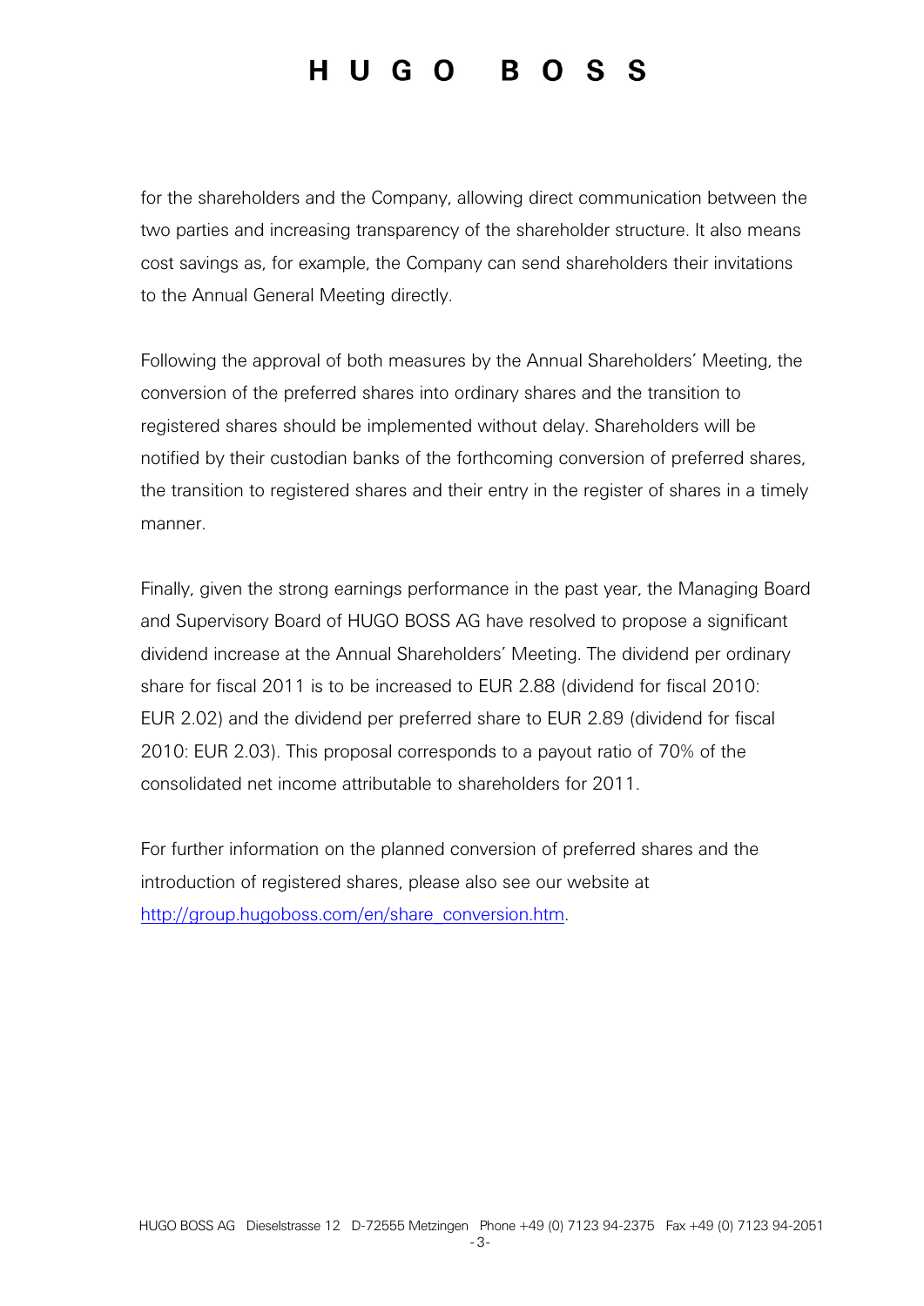for the shareholders and the Company, allowing direct communication between the two parties and increasing transparency of the shareholder structure. It also means cost savings as, for example, the Company can send shareholders their invitations to the Annual General Meeting directly.

Following the approval of both measures by the Annual Shareholders' Meeting, the conversion of the preferred shares into ordinary shares and the transition to registered shares should be implemented without delay. Shareholders will be notified by their custodian banks of the forthcoming conversion of preferred shares, the transition to registered shares and their entry in the register of shares in a timely manner.

Finally, given the strong earnings performance in the past year, the Managing Board and Supervisory Board of HUGO BOSS AG have resolved to propose a significant dividend increase at the Annual Shareholders' Meeting. The dividend per ordinary share for fiscal 2011 is to be increased to EUR 2.88 (dividend for fiscal 2010: EUR 2.02) and the dividend per preferred share to EUR 2.89 (dividend for fiscal 2010: EUR 2.03). This proposal corresponds to a payout ratio of 70% of the consolidated net income attributable to shareholders for 2011.

For further information on the planned conversion of preferred shares and the introduction of registered shares, please also see our website at http://group.hugoboss.com/en/share_conversion.htm.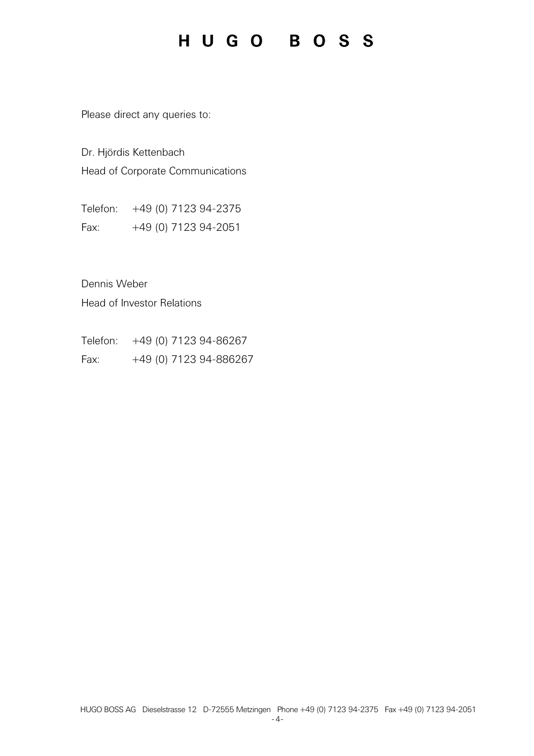Please direct any queries to:

Dr. Hjördis Kettenbach
Head of Corporate Communications

Telefon: +49 (0) 7123 94-2375
Fax: +49 (0) 7123 94-2051

Dennis Weber
Head of Investor Relations

Telefon: +49 (0) 7123 94-86267
Fax: +49 (0) 7123 94-886267